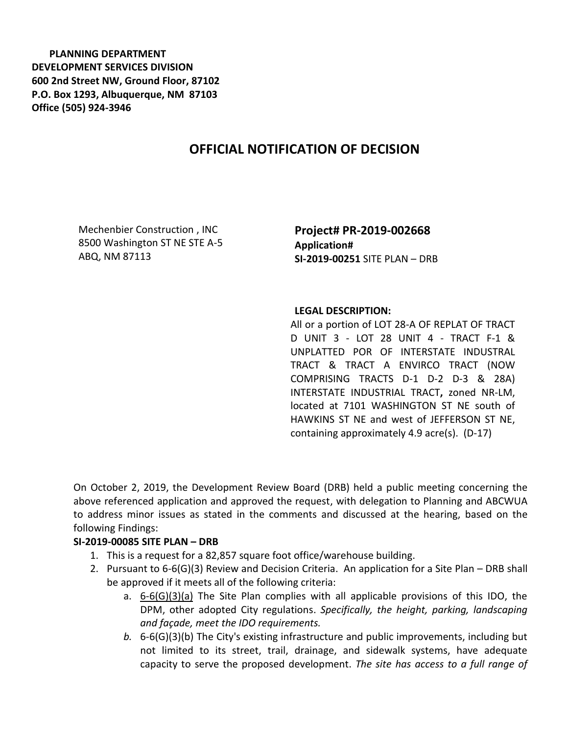**PLANNING DEPARTMENT**
**DEVELOPMENT SERVICES DIVISION**
**600 2nd Street NW, Ground Floor, 87102**
**P.O. Box 1293, Albuquerque, NM 87103**
**Office (505) 924-3946**

## OFFICIAL NOTIFICATION OF DECISION

Mechenbier Construction , INC
8500 Washington ST NE STE A-5
ABQ, NM 87113

**Project# PR-2019-002668**
**Application#**
**SI-2019-00251** SITE PLAN – DRB

**LEGAL DESCRIPTION:**
All or a portion of LOT 28-A OF REPLAT OF TRACT D UNIT 3 - LOT 28 UNIT 4 - TRACT F-1 & UNPLATTED POR OF INTERSTATE INDUSTRAL TRACT & TRACT A ENVIRCO TRACT (NOW COMPRISING TRACTS D-1 D-2 D-3 & 28A) INTERSTATE INDUSTRIAL TRACT**,** zoned NR-LM, located at 7101 WASHINGTON ST NE south of HAWKINS ST NE and west of JEFFERSON ST NE, containing approximately 4.9 acre(s). (D-17)

On October 2, 2019, the Development Review Board (DRB) held a public meeting concerning the above referenced application and approved the request, with delegation to Planning and ABCWUA to address minor issues as stated in the comments and discussed at the hearing, based on the following Findings:

**SI-2019-00085 SITE PLAN – DRB**

1. This is a request for a 82,857 square foot office/warehouse building.
2. Pursuant to 6-6(G)(3) Review and Decision Criteria. An application for a Site Plan – DRB shall be approved if it meets all of the following criteria:
    a. 6-6(G)(3)(a) The Site Plan complies with all applicable provisions of this IDO, the DPM, other adopted City regulations. *Specifically, the height, parking, landscaping and façade, meet the IDO requirements.*
    *b.* 6-6(G)(3)(b) The City's existing infrastructure and public improvements, including but not limited to its street, trail, drainage, and sidewalk systems, have adequate capacity to serve the proposed development. *The site has access to a full range of*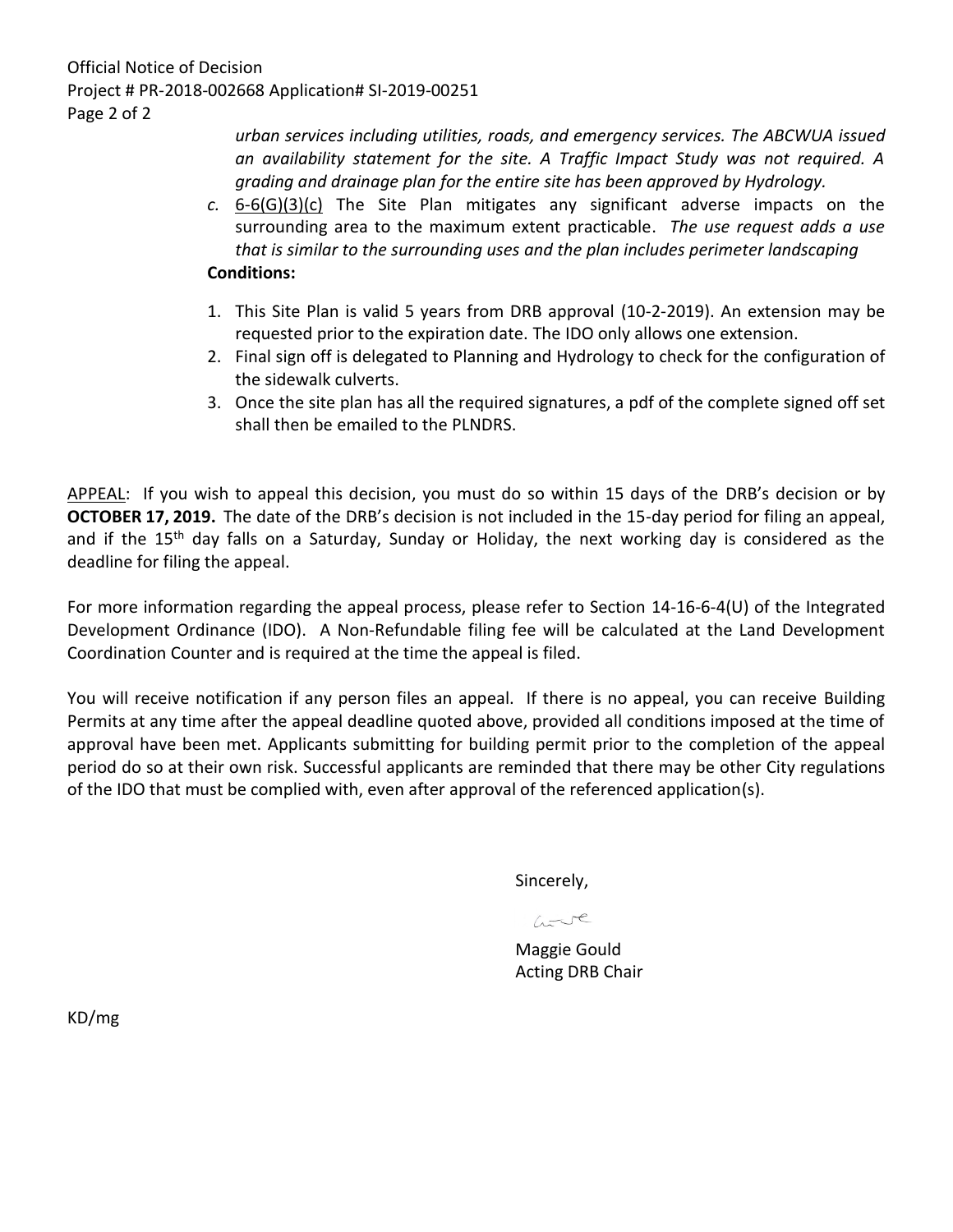*urban services including utilities, roads, and emergency services. The ABCWUA issued an availability statement for the site. A Traffic Impact Study was not required. A grading and drainage plan for the entire site has been approved by Hydrology.*

*c.* 6-6(G)(3)(c) The Site Plan mitigates any significant adverse impacts on the surrounding area to the maximum extent practicable. *The use request adds a use that is similar to the surrounding uses and the plan includes perimeter landscaping*

**Conditions:**

1. This Site Plan is valid 5 years from DRB approval (10-2-2019). An extension may be requested prior to the expiration date. The IDO only allows one extension.
2. Final sign off is delegated to Planning and Hydrology to check for the configuration of the sidewalk culverts.
3. Once the site plan has all the required signatures, a pdf of the complete signed off set shall then be emailed to the PLNDRS.

APPEAL: If you wish to appeal this decision, you must do so within 15 days of the DRB's decision or by **OCTOBER 17, 2019.** The date of the DRB's decision is not included in the 15-day period for filing an appeal, and if the 15th day falls on a Saturday, Sunday or Holiday, the next working day is considered as the deadline for filing the appeal.

For more information regarding the appeal process, please refer to Section 14-16-6-4(U) of the Integrated Development Ordinance (IDO). A Non-Refundable filing fee will be calculated at the Land Development Coordination Counter and is required at the time the appeal is filed.

You will receive notification if any person files an appeal. If there is no appeal, you can receive Building Permits at any time after the appeal deadline quoted above, provided all conditions imposed at the time of approval have been met. Applicants submitting for building permit prior to the completion of the appeal period do so at their own risk. Successful applicants are reminded that there may be other City regulations of the IDO that must be complied with, even after approval of the referenced application(s).

Sincerely,

Maggie Gould
Acting DRB Chair

KD/mg